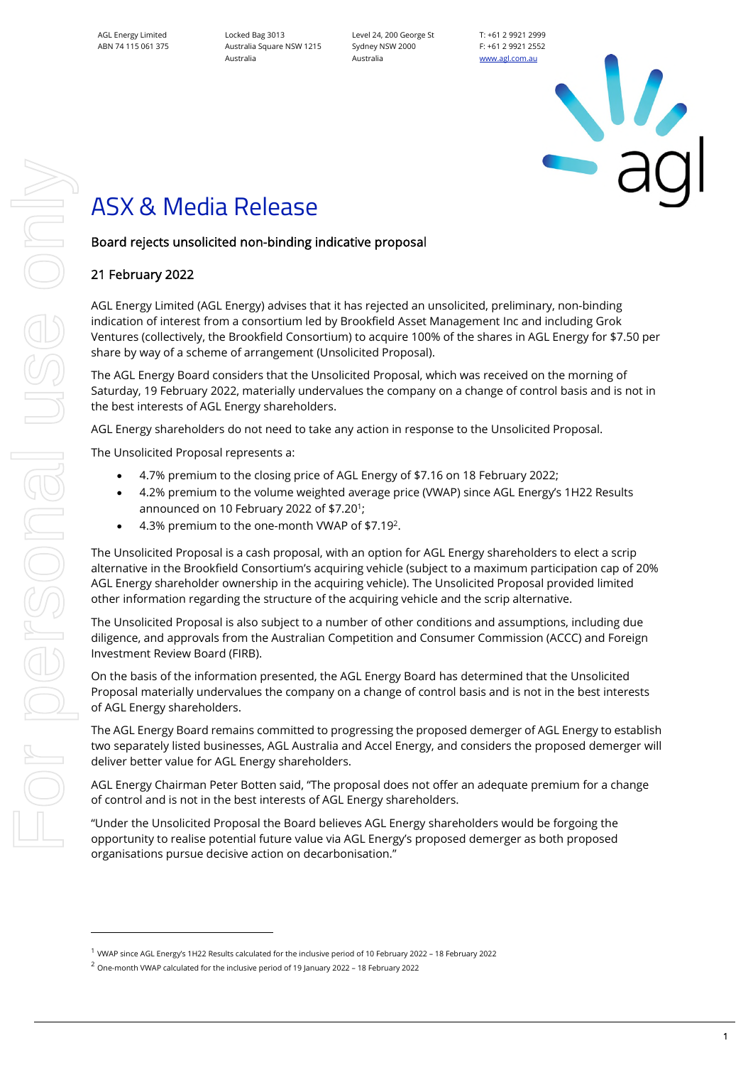AGL Energy Limited
ABN 74 115 061 375

Locked Bag 3013
Australia Square NSW 1215
Australia

Level 24, 200 George St
Sydney NSW 2000
Australia

T: +61 2 9921 2999
F: +61 2 9921 2552
www.agl.com.au

# ASX & Media Release

## Board rejects unsolicited non-binding indicative proposal

### 21 February 2022

AGL Energy Limited (AGL Energy) advises that it has rejected an unsolicited, preliminary, non-binding indication of interest from a consortium led by Brookfield Asset Management Inc and including Grok Ventures (collectively, the Brookfield Consortium) to acquire 100% of the shares in AGL Energy for $7.50 per share by way of a scheme of arrangement (Unsolicited Proposal).

The AGL Energy Board considers that the Unsolicited Proposal, which was received on the morning of Saturday, 19 February 2022, materially undervalues the company on a change of control basis and is not in the best interests of AGL Energy shareholders.

AGL Energy shareholders do not need to take any action in response to the Unsolicited Proposal.

The Unsolicited Proposal represents a:

- 4.7% premium to the closing price of AGL Energy of $7.16 on 18 February 2022;
- 4.2% premium to the volume weighted average price (VWAP) since AGL Energy's 1H22 Results announced on 10 February 2022 of $7.20[1];
- 4.3% premium to the one-month VWAP of $7.19[2].

The Unsolicited Proposal is a cash proposal, with an option for AGL Energy shareholders to elect a scrip alternative in the Brookfield Consortium's acquiring vehicle (subject to a maximum participation cap of 20% AGL Energy shareholder ownership in the acquiring vehicle). The Unsolicited Proposal provided limited other information regarding the structure of the acquiring vehicle and the scrip alternative.

The Unsolicited Proposal is also subject to a number of other conditions and assumptions, including due diligence, and approvals from the Australian Competition and Consumer Commission (ACCC) and Foreign Investment Review Board (FIRB).

On the basis of the information presented, the AGL Energy Board has determined that the Unsolicited Proposal materially undervalues the company on a change of control basis and is not in the best interests of AGL Energy shareholders.

The AGL Energy Board remains committed to progressing the proposed demerger of AGL Energy to establish two separately listed businesses, AGL Australia and Accel Energy, and considers the proposed demerger will deliver better value for AGL Energy shareholders.

AGL Energy Chairman Peter Botten said, "The proposal does not offer an adequate premium for a change of control and is not in the best interests of AGL Energy shareholders.

"Under the Unsolicited Proposal the Board believes AGL Energy shareholders would be forgoing the opportunity to realise potential future value via AGL Energy's proposed demerger as both proposed organisations pursue decisive action on decarbonisation."

---

[1] VWAP since AGL Energy's 1H22 Results calculated for the inclusive period of 10 February 2022 – 18 February 2022

[2] One-month VWAP calculated for the inclusive period of 19 January 2022 – 18 February 2022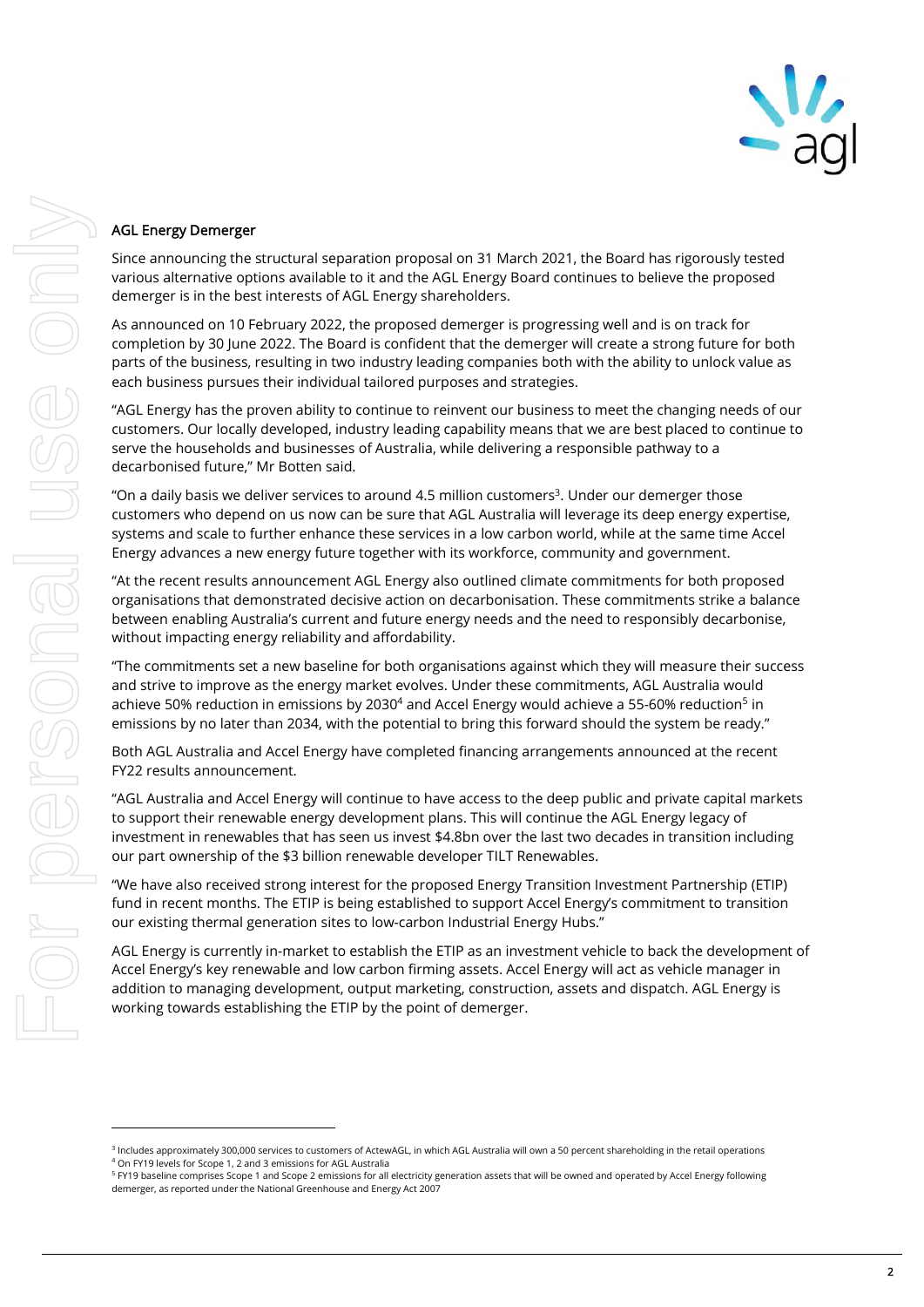## AGL Energy Demerger

Since announcing the structural separation proposal on 31 March 2021, the Board has rigorously tested various alternative options available to it and the AGL Energy Board continues to believe the proposed demerger is in the best interests of AGL Energy shareholders.

As announced on 10 February 2022, the proposed demerger is progressing well and is on track for completion by 30 June 2022. The Board is confident that the demerger will create a strong future for both parts of the business, resulting in two industry leading companies both with the ability to unlock value as each business pursues their individual tailored purposes and strategies.

"AGL Energy has the proven ability to continue to reinvent our business to meet the changing needs of our customers. Our locally developed, industry leading capability means that we are best placed to continue to serve the households and businesses of Australia, while delivering a responsible pathway to a decarbonised future," Mr Botten said.

"On a daily basis we deliver services to around 4.5 million customers[3]. Under our demerger those customers who depend on us now can be sure that AGL Australia will leverage its deep energy expertise, systems and scale to further enhance these services in a low carbon world, while at the same time Accel Energy advances a new energy future together with its workforce, community and government.

"At the recent results announcement AGL Energy also outlined climate commitments for both proposed organisations that demonstrated decisive action on decarbonisation. These commitments strike a balance between enabling Australia's current and future energy needs and the need to responsibly decarbonise, without impacting energy reliability and affordability.

"The commitments set a new baseline for both organisations against which they will measure their success and strive to improve as the energy market evolves. Under these commitments, AGL Australia would achieve 50% reduction in emissions by 2030[4] and Accel Energy would achieve a 55-60% reduction[5] in emissions by no later than 2034, with the potential to bring this forward should the system be ready."

Both AGL Australia and Accel Energy have completed financing arrangements announced at the recent FY22 results announcement.

"AGL Australia and Accel Energy will continue to have access to the deep public and private capital markets to support their renewable energy development plans. This will continue the AGL Energy legacy of investment in renewables that has seen us invest $4.8bn over the last two decades in transition including our part ownership of the $3 billion renewable developer TILT Renewables.

"We have also received strong interest for the proposed Energy Transition Investment Partnership (ETIP) fund in recent months. The ETIP is being established to support Accel Energy's commitment to transition our existing thermal generation sites to low-carbon Industrial Energy Hubs."

AGL Energy is currently in-market to establish the ETIP as an investment vehicle to back the development of Accel Energy's key renewable and low carbon firming assets. Accel Energy will act as vehicle manager in addition to managing development, output marketing, construction, assets and dispatch. AGL Energy is working towards establishing the ETIP by the point of demerger.

---

[3] Includes approximately 300,000 services to customers of ActewAGL, in which AGL Australia will own a 50 percent shareholding in the retail operations

[4] On FY19 levels for Scope 1, 2 and 3 emissions for AGL Australia

[5] FY19 baseline comprises Scope 1 and Scope 2 emissions for all electricity generation assets that will be owned and operated by Accel Energy following demerger, as reported under the National Greenhouse and Energy Act 2007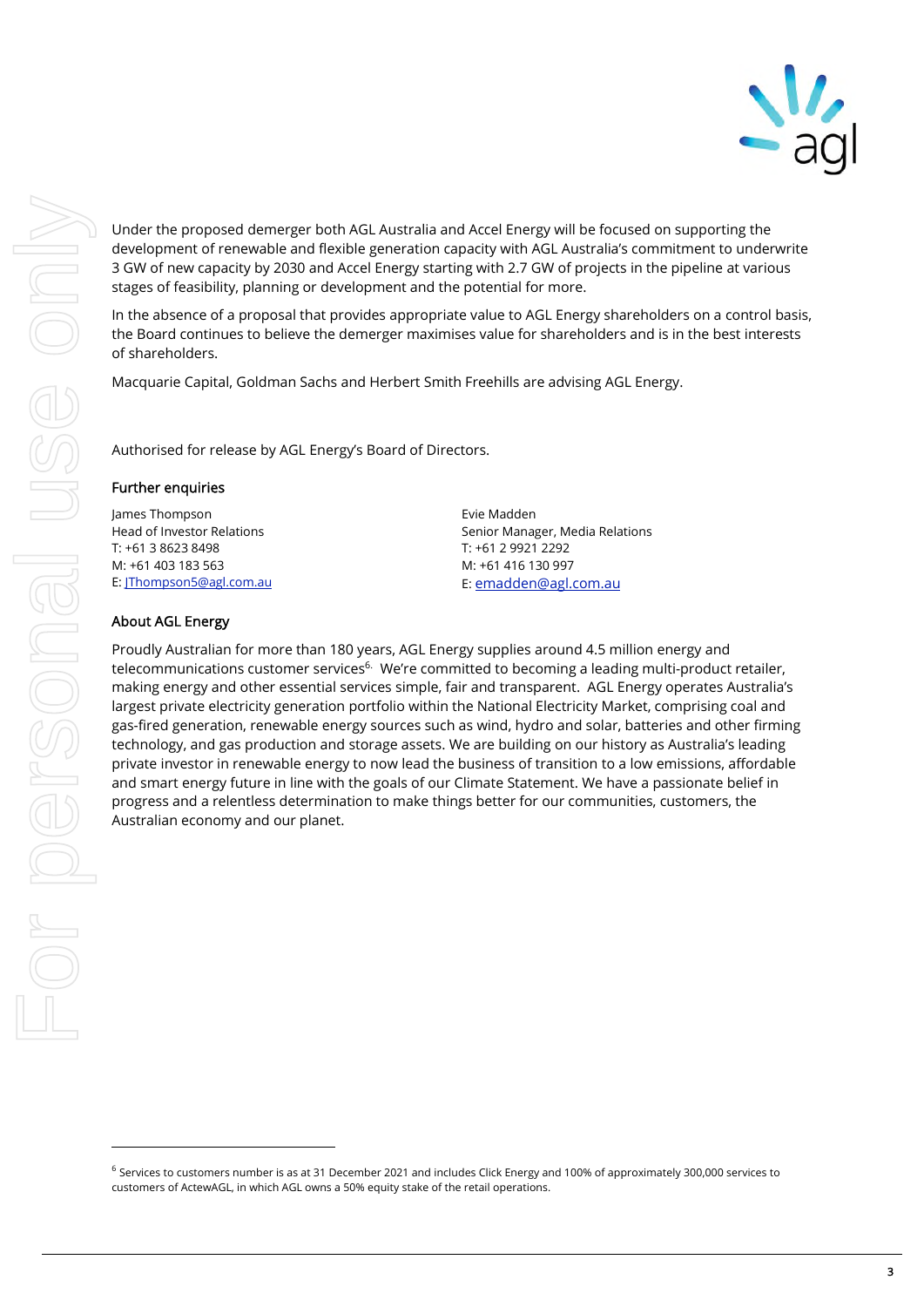Under the proposed demerger both AGL Australia and Accel Energy will be focused on supporting the development of renewable and flexible generation capacity with AGL Australia's commitment to underwrite 3 GW of new capacity by 2030 and Accel Energy starting with 2.7 GW of projects in the pipeline at various stages of feasibility, planning or development and the potential for more.

In the absence of a proposal that provides appropriate value to AGL Energy shareholders on a control basis, the Board continues to believe the demerger maximises value for shareholders and is in the best interests of shareholders.

Macquarie Capital, Goldman Sachs and Herbert Smith Freehills are advising AGL Energy.

Authorised for release by AGL Energy's Board of Directors.

#### Further enquiries

James Thompson
Head of Investor Relations
T: +61 3 8623 8498
M: +61 403 183 563
E: JThompson5@agl.com.au

Evie Madden
Senior Manager, Media Relations
T: +61 2 9921 2292
M: +61 416 130 997
E: emadden@agl.com.au

#### About AGL Energy

Proudly Australian for more than 180 years, AGL Energy supplies around 4.5 million energy and telecommunications customer services[6]. We're committed to becoming a leading multi-product retailer, making energy and other essential services simple, fair and transparent. AGL Energy operates Australia's largest private electricity generation portfolio within the National Electricity Market, comprising coal and gas-fired generation, renewable energy sources such as wind, hydro and solar, batteries and other firming technology, and gas production and storage assets. We are building on our history as Australia's leading private investor in renewable energy to now lead the business of transition to a low emissions, affordable and smart energy future in line with the goals of our Climate Statement. We have a passionate belief in progress and a relentless determination to make things better for our communities, customers, the Australian economy and our planet.

[6] Services to customers number is as at 31 December 2021 and includes Click Energy and 100% of approximately 300,000 services to customers of ActewAGL, in which AGL owns a 50% equity stake of the retail operations.